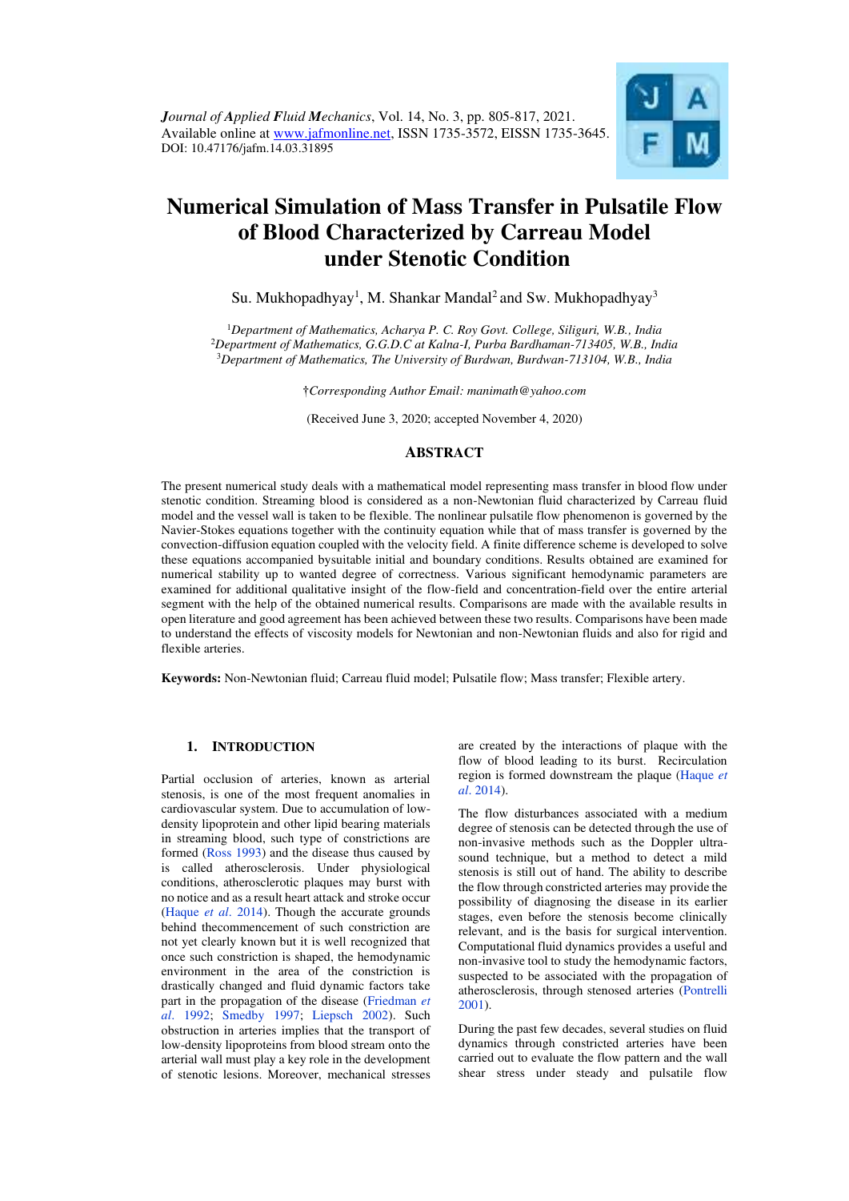# Numerical Simulation of Mass Transfer in Pulsatile Flow of Blood Characterized by Carreau Model under Stenotic Condition

Su. Mukhopadhyay[1], M. Shankar Mandal[2] and Sw. Mukhopadhyay[3]

[1]*Department of Mathematics, Acharya P. C. Roy Govt. College, Siliguri, W.B., India*
[2]*Department of Mathematics, G.G.D.C at Kalna-I, Purba Bardhaman-713405, W.B., India*
[3]*Department of Mathematics, The University of Burdwan, Burdwan-713104, W.B., India*

†*Corresponding Author Email: manimath@yahoo.com*

(Received June 3, 2020; accepted November 4, 2020)

## ABSTRACT

The present numerical study deals with a mathematical model representing mass transfer in blood flow under stenotic condition. Streaming blood is considered as a non-Newtonian fluid characterized by Carreau fluid model and the vessel wall is taken to be flexible. The nonlinear pulsatile flow phenomenon is governed by the Navier-Stokes equations together with the continuity equation while that of mass transfer is governed by the convection-diffusion equation coupled with the velocity field. A finite difference scheme is developed to solve these equations accompanied bysuitable initial and boundary conditions. Results obtained are examined for numerical stability up to wanted degree of correctness. Various significant hemodynamic parameters are examined for additional qualitative insight of the flow-field and concentration-field over the entire arterial segment with the help of the obtained numerical results. Comparisons are made with the available results in open literature and good agreement has been achieved between these two results. Comparisons have been made to understand the effects of viscosity models for Newtonian and non-Newtonian fluids and also for rigid and flexible arteries.

**Keywords:** Non-Newtonian fluid; Carreau fluid model; Pulsatile flow; Mass transfer; Flexible artery.

## 1. INTRODUCTION

Partial occlusion of arteries, known as arterial stenosis, is one of the most frequent anomalies in cardiovascular system. Due to accumulation of low-density lipoprotein and other lipid bearing materials in streaming blood, such type of constrictions are formed (Ross 1993) and the disease thus caused by is called atherosclerosis. Under physiological conditions, atherosclerotic plaques may burst with no notice and as a result heart attack and stroke occur (Haque *et al*. 2014). Though the accurate grounds behind thecommencement of such constriction are not yet clearly known but it is well recognized that once such constriction is shaped, the hemodynamic environment in the area of the constriction is drastically changed and fluid dynamic factors take part in the propagation of the disease (Friedman *et al*. 1992; Smedby 1997; Liepsch 2002). Such obstruction in arteries implies that the transport of low-density lipoproteins from blood stream onto the arterial wall must play a key role in the development of stenotic lesions. Moreover, mechanical stresses are created by the interactions of plaque with the flow of blood leading to its burst. Recirculation region is formed downstream the plaque (Haque *et al*. 2014).

The flow disturbances associated with a medium degree of stenosis can be detected through the use of non-invasive methods such as the Doppler ultra-sound technique, but a method to detect a mild stenosis is still out of hand. The ability to describe the flow through constricted arteries may provide the possibility of diagnosing the disease in its earlier stages, even before the stenosis become clinically relevant, and is the basis for surgical intervention. Computational fluid dynamics provides a useful and non-invasive tool to study the hemodynamic factors, suspected to be associated with the propagation of atherosclerosis, through stenosed arteries (Pontrelli 2001).

During the past few decades, several studies on fluid dynamics through constricted arteries have been carried out to evaluate the flow pattern and the wall shear stress under steady and pulsatile flow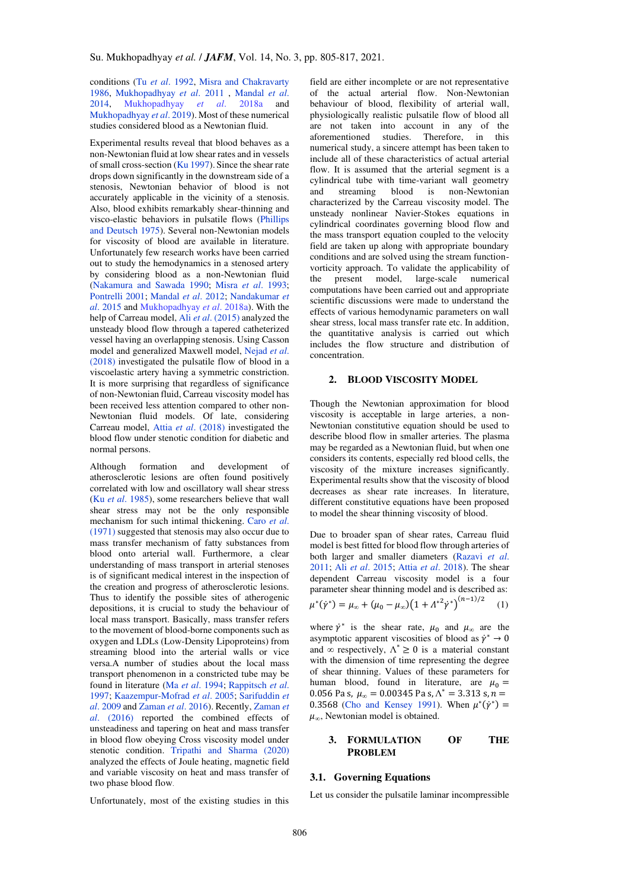conditions (Tu *et al*. 1992, Misra and Chakravarty 1986, Mukhopadhyay *et al*. 2011 , Mandal *et al*. 2014, Mukhopadhyay *et al*. 2018a and Mukhopadhyay *et al*. 2019). Most of these numerical studies considered blood as a Newtonian fluid.

Experimental results reveal that blood behaves as a non-Newtonian fluid at low shear rates and in vessels of small cross-section (Ku 1997). Since the shear rate drops down significantly in the downstream side of a stenosis, Newtonian behavior of blood is not accurately applicable in the vicinity of a stenosis. Also, blood exhibits remarkably shear-thinning and visco-elastic behaviors in pulsatile flows (Phillips and Deutsch 1975). Several non-Newtonian models for viscosity of blood are available in literature. Unfortunately few research works have been carried out to study the hemodynamics in a stenosed artery by considering blood as a non-Newtonian fluid (Nakamura and Sawada 1990; Misra *et al*. 1993; Pontrelli 2001; Mandal *et al*. 2012; Nandakumar *et al*. 2015 and Mukhopadhyay *et al*. 2018a). With the help of Carreau model, Ali *et al*. (2015) analyzed the unsteady blood flow through a tapered catheterized vessel having an overlapping stenosis. Using Casson model and generalized Maxwell model, Nejad *et al*. (2018) investigated the pulsatile flow of blood in a viscoelastic artery having a symmetric constriction. It is more surprising that regardless of significance of non-Newtonian fluid, Carreau viscosity model has been received less attention compared to other non-Newtonian fluid models. Of late, considering Carreau model, Attia *et al*. (2018) investigated the blood flow under stenotic condition for diabetic and normal persons.

Although formation and development of atherosclerotic lesions are often found positively correlated with low and oscillatory wall shear stress (Ku *et al*. 1985), some researchers believe that wall shear stress may not be the only responsible mechanism for such intimal thickening. Caro *et al*. (1971) suggested that stenosis may also occur due to mass transfer mechanism of fatty substances from blood onto arterial wall. Furthermore, a clear understanding of mass transport in arterial stenoses is of significant medical interest in the inspection of the creation and progress of atherosclerotic lesions. Thus to identify the possible sites of atherogenic depositions, it is crucial to study the behaviour of local mass transport. Basically, mass transfer refers to the movement of blood-borne components such as oxygen and LDLs (Low-Density Lipoproteins) from streaming blood into the arterial walls or vice versa.A number of studies about the local mass transport phenomenon in a constricted tube may be found in literature (Ma *et al*. 1994; Rappitsch *et al*. 1997; Kaazempur-Mofrad *et al*. 2005; Sarifuddin *et al*. 2009 and Zaman *et al*. 2016). Recently, Zaman *et al*. (2016) reported the combined effects of unsteadiness and tapering on heat and mass transfer in blood flow obeying Cross viscosity model under stenotic condition. Tripathi and Sharma (2020) analyzed the effects of Joule heating, magnetic field and variable viscosity on heat and mass transfer of two phase blood flow.

Unfortunately, most of the existing studies in this field are either incomplete or are not representative of the actual arterial flow. Non-Newtonian behaviour of blood, flexibility of arterial wall, physiologically realistic pulsatile flow of blood all are not taken into account in any of the aforementioned studies. Therefore, in this numerical study, a sincere attempt has been taken to include all of these characteristics of actual arterial flow. It is assumed that the arterial segment is a cylindrical tube with time-variant wall geometry and streaming blood is non-Newtonian characterized by the Carreau viscosity model. The unsteady nonlinear Navier-Stokes equations in cylindrical coordinates governing blood flow and the mass transport equation coupled to the velocity field are taken up along with appropriate boundary conditions and are solved using the stream function-vorticity approach. To validate the applicability of the present model, large-scale numerical computations have been carried out and appropriate scientific discussions were made to understand the effects of various hemodynamic parameters on wall shear stress, local mass transfer rate etc. In addition, the quantitative analysis is carried out which includes the flow structure and distribution of concentration.

## 2. BLOOD VISCOSITY MODEL

Though the Newtonian approximation for blood viscosity is acceptable in large arteries, a non-Newtonian constitutive equation should be used to describe blood flow in smaller arteries. The plasma may be regarded as a Newtonian fluid, but when one considers its contents, especially red blood cells, the viscosity of the mixture increases significantly. Experimental results show that the viscosity of blood decreases as shear rate increases. In literature, different constitutive equations have been proposed to model the shear thinning viscosity of blood.

Due to broader span of shear rates, Carreau fluid model is best fitted for blood flow through arteries of both larger and smaller diameters (Razavi *et al*. 2011; Ali *et al*. 2015; Attia *et al*. 2018). The shear dependent Carreau viscosity model is a four parameter shear thinning model and is described as:

$$\mu^*(\dot{\gamma}^*) = \mu_\infty + (\mu_0 - \mu_\infty)\left(1 + \Lambda^{*2}\dot{\gamma}^*\right)^{(n-1)/2} \quad (1)$$

where $\dot{\gamma}^*$ is the shear rate, $\mu_0$ and $\mu_\infty$ are the asymptotic apparent viscosities of blood as $\dot{\gamma}^* \to 0$ and $\infty$ respectively, $\Lambda^* \geq 0$ is a material constant with the dimension of time representing the degree of shear thinning. Values of these parameters for human blood, found in literature, are $\mu_0 = 0.056$ Pa s, $\mu_\infty = 0.00345$ Pa s, $\Lambda^* = 3.313$ s, $n = 0.3568$ (Cho and Kensey 1991). When $\mu^*(\dot{\gamma}^*) = \mu_\infty$, Newtonian model is obtained.

## 3. FORMULATION OF THE PROBLEM

### 3.1. Governing Equations

Let us consider the pulsatile laminar incompressible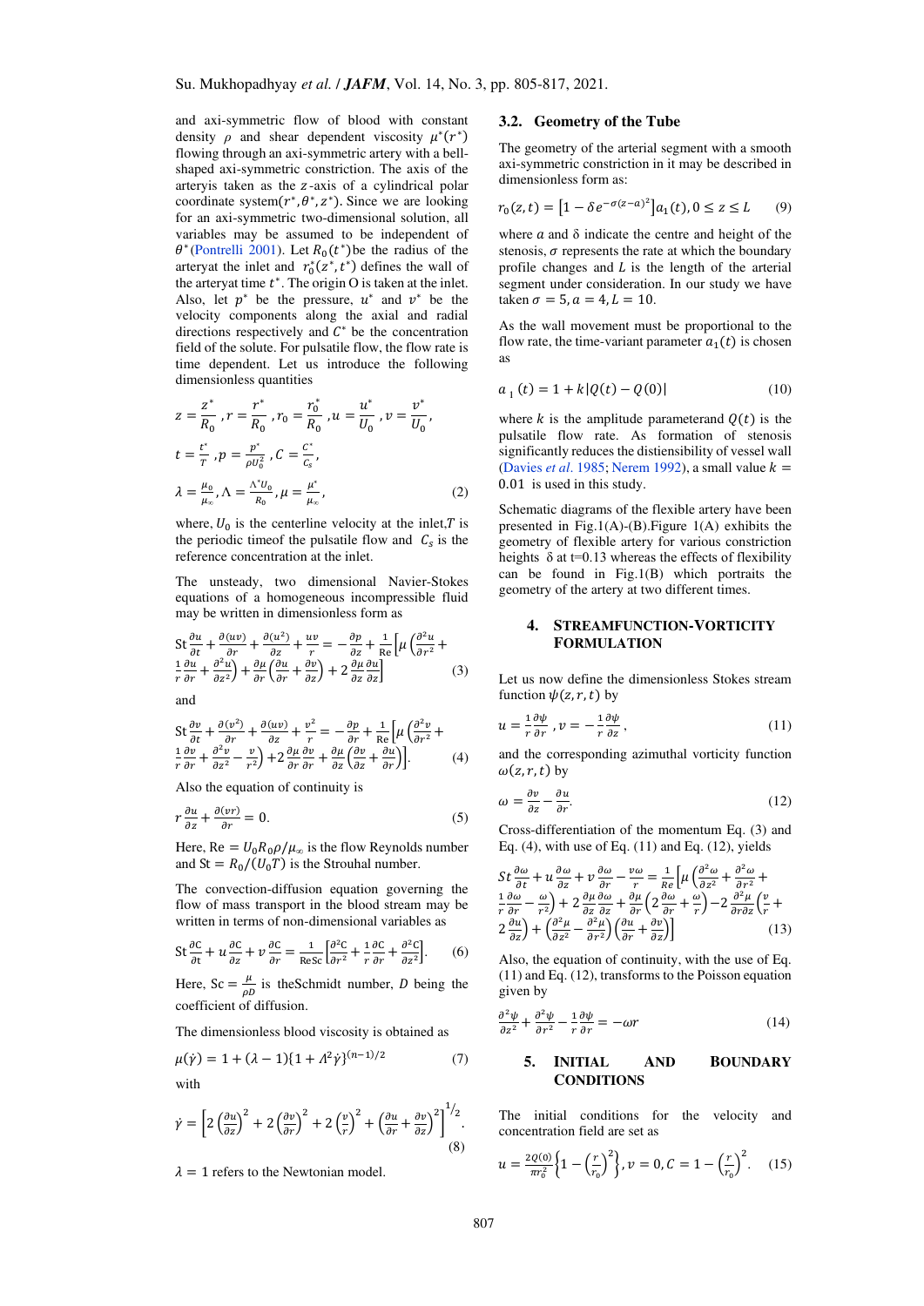and axi-symmetric flow of blood with constant density $\rho$ and shear dependent viscosity $\mu^*(r^*)$ flowing through an axi-symmetric artery with a bell-shaped axi-symmetric constriction. The axis of the arteryis taken as the $z$-axis of a cylindrical polar coordinate system$(r^*, \theta^*, z^*)$. Since we are looking for an axi-symmetric two-dimensional solution, all variables may be assumed to be independent of $\theta^*$(Pontrelli 2001). Let $R_0(t^*)$be the radius of the arteryat the inlet and $r_0^*(z^*, t^*)$ defines the wall of the arteryat time $t^*$. The origin O is taken at the inlet. Also, let $p^*$ be the pressure, $u^*$ and $v^*$ be the velocity components along the axial and radial directions respectively and $C^*$ be the concentration field of the solute. For pulsatile flow, the flow rate is time dependent. Let us introduce the following dimensionless quantities

$$z = \frac{z^*}{R_0}, r = \frac{r^*}{R_0}, r_0 = \frac{r_0^*}{R_0}, u = \frac{u^*}{U_0}, v = \frac{v^*}{U_0},$$

$$t = \frac{t^*}{T}, p = \frac{p^*}{\rho U_0^2}, C = \frac{C^*}{C_s},$$

$$\lambda = \frac{\mu_0}{\mu_\infty}, \Lambda = \frac{\Lambda^* U_0}{R_0}, \mu = \frac{\mu^*}{\mu_\infty}, \tag{2}$$

where, $U_0$ is the centerline velocity at the inlet,$T$ is the periodic timeof the pulsatile flow and $C_s$ is the reference concentration at the inlet.

The unsteady, two dimensional Navier-Stokes equations of a homogeneous incompressible fluid may be written in dimensionless form as

$$\mathrm{St}\frac{\partial u}{\partial t} + \frac{\partial (uv)}{\partial r} + \frac{\partial (u^2)}{\partial z} + \frac{uv}{r} = -\frac{\partial p}{\partial z} + \frac{1}{\mathrm{Re}}\left[\mu\left(\frac{\partial^2 u}{\partial r^2} + \frac{1}{r}\frac{\partial u}{\partial r} + \frac{\partial^2 u}{\partial z^2}\right) + \frac{\partial \mu}{\partial r}\left(\frac{\partial u}{\partial r} + \frac{\partial v}{\partial z}\right) + 2\frac{\partial \mu}{\partial z}\frac{\partial u}{\partial z}\right] \tag{3}$$

and

$$\mathrm{St}\frac{\partial v}{\partial t} + \frac{\partial (v^2)}{\partial r} + \frac{\partial (uv)}{\partial z} + \frac{v^2}{r} = -\frac{\partial p}{\partial r} + \frac{1}{\mathrm{Re}}\left[\mu\left(\frac{\partial^2 v}{\partial r^2} + \frac{1}{r}\frac{\partial v}{\partial r} + \frac{\partial^2 v}{\partial z^2} - \frac{v}{r^2}\right) + 2\frac{\partial \mu}{\partial r}\frac{\partial v}{\partial r} + \frac{\partial \mu}{\partial z}\left(\frac{\partial v}{\partial z} + \frac{\partial u}{\partial r}\right)\right]. \tag{4}$$

Also the equation of continuity is

$$r\frac{\partial u}{\partial z} + \frac{\partial (vr)}{\partial r} = 0. \tag{5}$$

Here, $\mathrm{Re} = U_0 R_0 \rho / \mu_\infty$ is the flow Reynolds number and $\mathrm{St} = R_0/(U_0 T)$ is the Strouhal number.

The convection-diffusion equation governing the flow of mass transport in the blood stream may be written in terms of non-dimensional variables as

$$\mathrm{St}\frac{\partial C}{\partial t} + u\frac{\partial C}{\partial z} + v\frac{\partial C}{\partial r} = \frac{1}{\mathrm{Re\,Sc}}\left[\frac{\partial^2 C}{\partial r^2} + \frac{1}{r}\frac{\partial C}{\partial r} + \frac{\partial^2 C}{\partial z^2}\right]. \tag{6}$$

Here, $\mathrm{Sc} = \frac{\mu}{\rho D}$ is theSchmidt number, $D$ being the coefficient of diffusion.

The dimensionless blood viscosity is obtained as

$$\mu(\dot{\gamma}) = 1 + (\lambda - 1)\{1 + \Lambda^2 \dot{\gamma}\}^{(n-1)/2} \tag{7}$$

with

$$\dot{\gamma} = \left[2\left(\frac{\partial u}{\partial z}\right)^2 + 2\left(\frac{\partial v}{\partial r}\right)^2 + 2\left(\frac{v}{r}\right)^2 + \left(\frac{\partial u}{\partial r} + \frac{\partial v}{\partial z}\right)^2\right]^{1/2}. \tag{8}$$

$\lambda = 1$ refers to the Newtonian model.

## 3.2. Geometry of the Tube

The geometry of the arterial segment with a smooth axi-symmetric constriction in it may be described in dimensionless form as:

$$r_0(z,t) = \left[1 - \delta e^{-\sigma(z-a)^2}\right] a_1(t), 0 \le z \le L \tag{9}$$

where $a$ and $\delta$ indicate the centre and height of the stenosis, $\sigma$ represents the rate at which the boundary profile changes and $L$ is the length of the arterial segment under consideration. In our study we have taken $\sigma = 5, a = 4, L = 10$.

As the wall movement must be proportional to the flow rate, the time-variant parameter $a_1(t)$ is chosen as

$$a_1(t) = 1 + k|Q(t) - Q(0)| \tag{10}$$

where $k$ is the amplitude parameterand $Q(t)$ is the pulsatile flow rate. As formation of stenosis significantly reduces the distiensibility of vessel wall (Davies *et al*. 1985; Nerem 1992), a small value $k = 0.01$ is used in this study.

Schematic diagrams of the flexible artery have been presented in Fig.1(A)-(B).Figure 1(A) exhibits the geometry of flexible artery for various constriction heights δ at t=0.13 whereas the effects of flexibility can be found in Fig.1(B) which portraits the geometry of the artery at two different times.

# 4. STREAMFUNCTION-VORTICITY FORMULATION

Let us now define the dimensionless Stokes stream function $\psi(z, r, t)$ by

$$u = \frac{1}{r}\frac{\partial \psi}{\partial r}, v = -\frac{1}{r}\frac{\partial \psi}{\partial z}, \tag{11}$$

and the corresponding azimuthal vorticity function $\omega(z, r, t)$ by

$$\omega = \frac{\partial v}{\partial z} - \frac{\partial u}{\partial r}. \tag{12}$$

Cross-differentiation of the momentum Eq. (3) and Eq. (4), with use of Eq. (11) and Eq. (12), yields

$$St\frac{\partial \omega}{\partial t} + u\frac{\partial \omega}{\partial z} + v\frac{\partial \omega}{\partial r} - \frac{v\omega}{r} = \frac{1}{Re}\left[\mu\left(\frac{\partial^2 \omega}{\partial z^2} + \frac{\partial^2 \omega}{\partial r^2} + \frac{1}{r}\frac{\partial \omega}{\partial r} - \frac{\omega}{r^2}\right) + 2\frac{\partial \mu}{\partial z}\frac{\partial \omega}{\partial z} + \frac{\partial \mu}{\partial r}\left(2\frac{\partial \omega}{\partial r} + \frac{\omega}{r}\right) - 2\frac{\partial^2 \mu}{\partial r \partial z}\left(\frac{v}{r} + 2\frac{\partial u}{\partial z}\right) + \left(\frac{\partial^2 \mu}{\partial z^2} - \frac{\partial^2 \mu}{\partial r^2}\right)\left(\frac{\partial u}{\partial r} + \frac{\partial v}{\partial z}\right)\right] \tag{13}$$

Also, the equation of continuity, with the use of Eq. (11) and Eq. (12), transforms to the Poisson equation given by

$$\frac{\partial^2 \psi}{\partial z^2} + \frac{\partial^2 \psi}{\partial r^2} - \frac{1}{r}\frac{\partial \psi}{\partial r} = -\omega r \tag{14}$$

# 5. INITIAL AND BOUNDARY CONDITIONS

The initial conditions for the velocity and concentration field are set as

$$u = \frac{2Q(0)}{\pi r_0^2}\left\{1 - \left(\frac{r}{r_0}\right)^2\right\}, v = 0, C = 1 - \left(\frac{r}{r_0}\right)^2. \tag{15}$$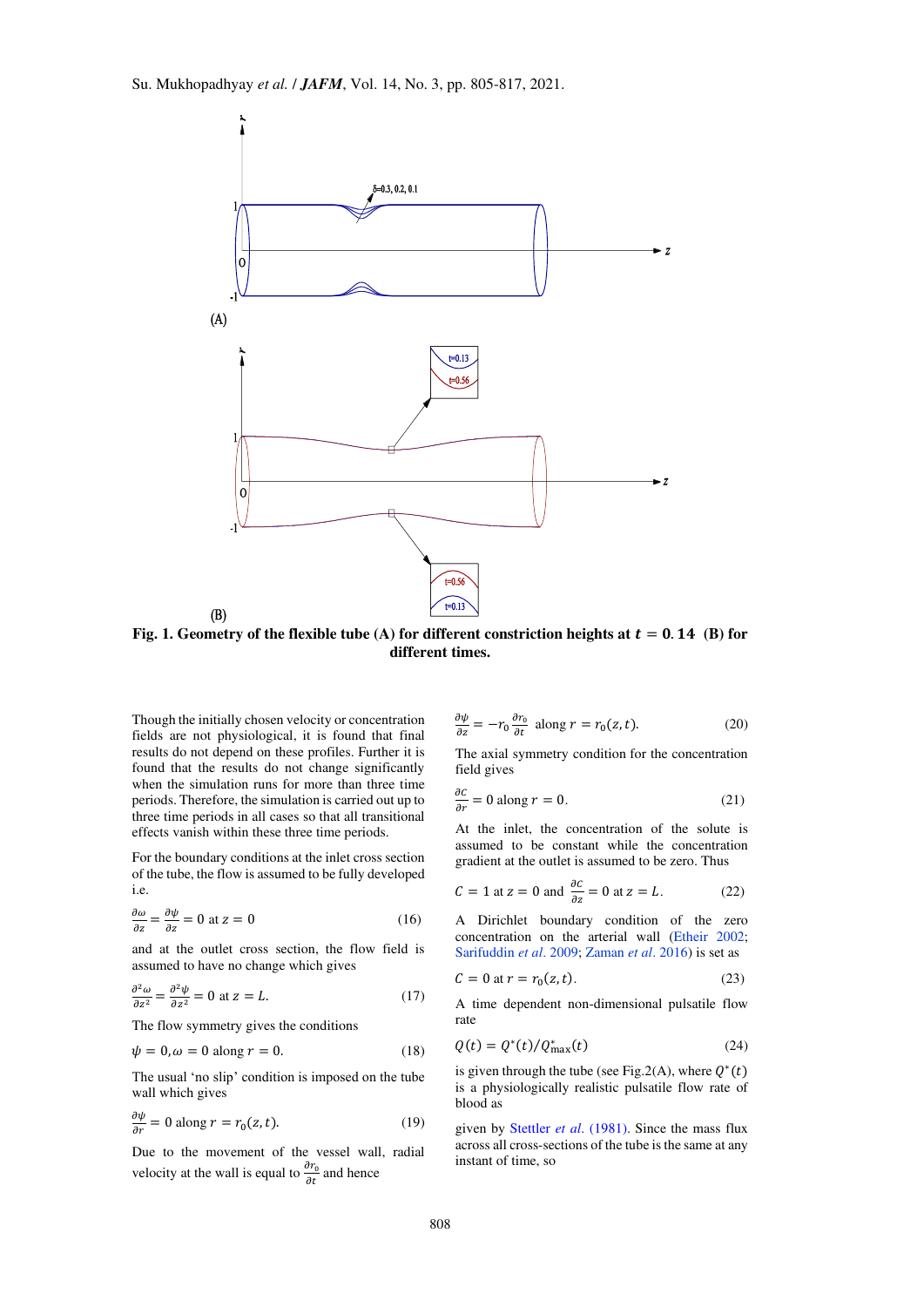**Fig. 1. Geometry of the flexible tube (A) for different constriction heights at $t = 0.14$ (B) for different times.**

Though the initially chosen velocity or concentration fields are not physiological, it is found that final results do not depend on these profiles. Further it is found that the results do not change significantly when the simulation runs for more than three time periods. Therefore, the simulation is carried out up to three time periods in all cases so that all transitional effects vanish within these three time periods.

For the boundary conditions at the inlet cross section of the tube, the flow is assumed to be fully developed i.e.

$$\frac{\partial \omega}{\partial z} = \frac{\partial \psi}{\partial z} = 0 \text{ at } z = 0 \tag{16}$$

and at the outlet cross section, the flow field is assumed to have no change which gives

$$\frac{\partial^2 \omega}{\partial z^2} = \frac{\partial^2 \psi}{\partial z^2} = 0 \text{ at } z = L. \tag{17}$$

The flow symmetry gives the conditions

$$\psi = 0, \omega = 0 \text{ along } r = 0. \tag{18}$$

The usual 'no slip' condition is imposed on the tube wall which gives

$$\frac{\partial \psi}{\partial r} = 0 \text{ along } r = r_0(z, t). \tag{19}$$

Due to the movement of the vessel wall, radial velocity at the wall is equal to $\frac{\partial r_0}{\partial t}$ and hence

$$\frac{\partial \psi}{\partial z} = -r_0 \frac{\partial r_0}{\partial t} \text{ along } r = r_0(z, t). \tag{20}$$

The axial symmetry condition for the concentration field gives

$$\frac{\partial C}{\partial r} = 0 \text{ along } r = 0. \tag{21}$$

At the inlet, the concentration of the solute is assumed to be constant while the concentration gradient at the outlet is assumed to be zero. Thus

$$C = 1 \text{ at } z = 0 \text{ and } \frac{\partial C}{\partial z} = 0 \text{ at } z = L. \tag{22}$$

A Dirichlet boundary condition of the zero concentration on the arterial wall (Etheir 2002; Sarifuddin *et al.* 2009; Zaman *et al.* 2016) is set as

$$C = 0 \text{ at } r = r_0(z, t). \tag{23}$$

A time dependent non-dimensional pulsatile flow rate

$$Q(t) = Q^*(t)/Q^*_{\max}(t) \tag{24}$$

is given through the tube (see Fig.2(A), where $Q^*(t)$ is a physiologically realistic pulsatile flow rate of blood as

given by Stettler *et al.* (1981). Since the mass flux across all cross-sections of the tube is the same at any instant of time, so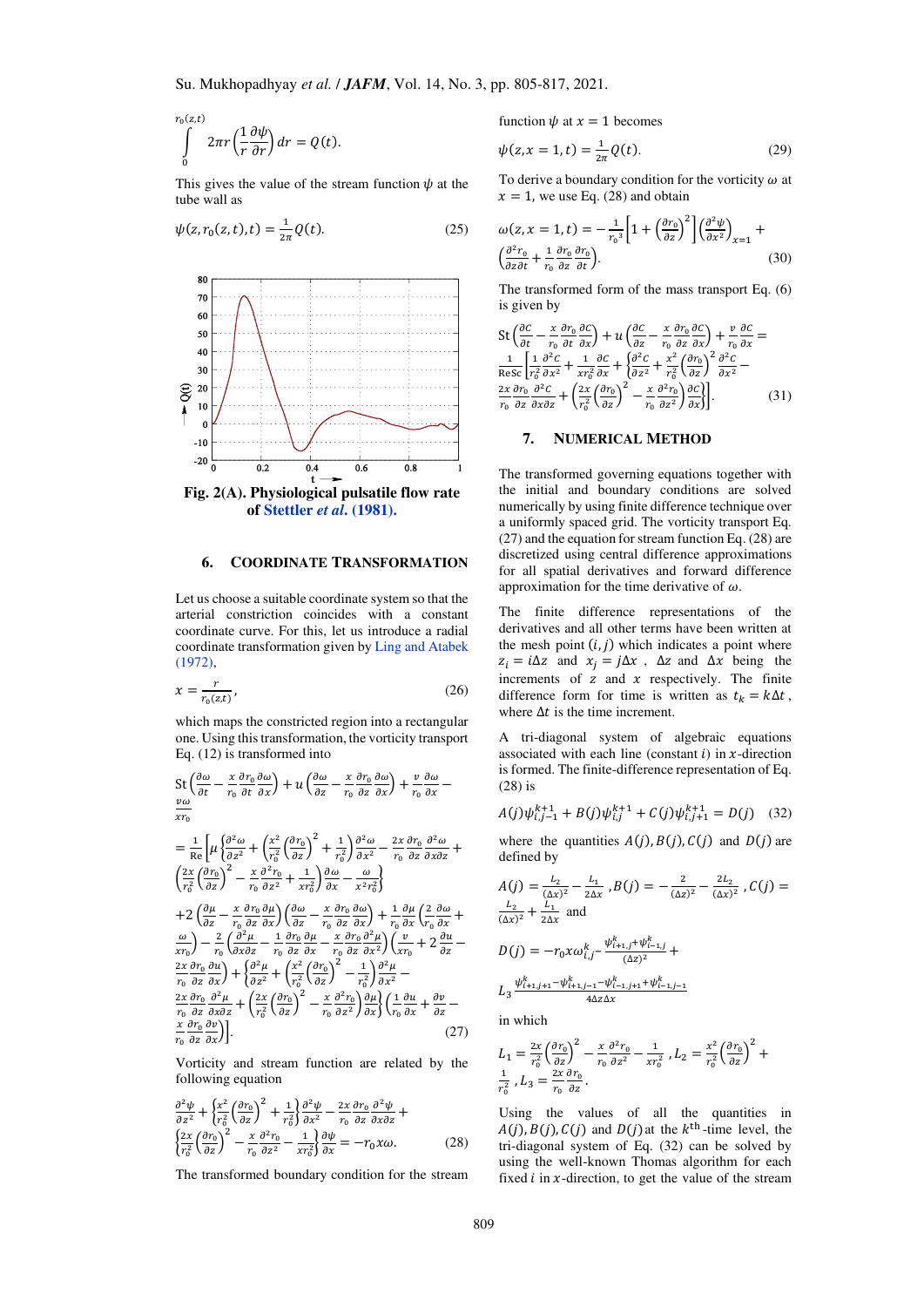$$\int_0^{r_0(z,t)} 2\pi r\left(\frac{1}{r}\frac{\partial\psi}{\partial r}\right)dr = Q(t).$$

This gives the value of the stream function $\psi$ at the tube wall as

$$\psi(z, r_0(z,t), t) = \frac{1}{2\pi}Q(t). \tag{25}$$

**Fig. 2(A). Physiological pulsatile flow rate of Stettler *et al.* (1981).**

## 6. COORDINATE TRANSFORMATION

Let us choose a suitable coordinate system so that the arterial constriction coincides with a constant coordinate curve. For this, let us introduce a radial coordinate transformation given by Ling and Atabek (1972),

$$x = \frac{r}{r_0(z,t)}, \tag{26}$$

which maps the constricted region into a rectangular one. Using this transformation, the vorticity transport Eq. (12) is transformed into

$$\mathrm{St}\left(\frac{\partial\omega}{\partial t} - \frac{x}{r_0}\frac{\partial r_0}{\partial t}\frac{\partial\omega}{\partial x}\right) + u\left(\frac{\partial\omega}{\partial z} - \frac{x}{r_0}\frac{\partial r_0}{\partial z}\frac{\partial\omega}{\partial x}\right) + \frac{v}{r_0}\frac{\partial\omega}{\partial x} - \frac{v\omega}{x r_0}$$

$$= \frac{1}{\mathrm{Re}}\left[\mu\left\{\frac{\partial^2\omega}{\partial z^2} + \left(\frac{x^2}{r_0^2}\left(\frac{\partial r_0}{\partial z}\right)^2 + \frac{1}{r_0^2}\right)\frac{\partial^2\omega}{\partial x^2} - \frac{2x}{r_0}\frac{\partial r_0}{\partial z}\frac{\partial^2\omega}{\partial x\partial z} + \left(\frac{2x}{r_0^2}\left(\frac{\partial r_0}{\partial z}\right)^2 - \frac{x}{r_0}\frac{\partial^2 r_0}{\partial z^2} + \frac{1}{x r_0^2}\right)\frac{\partial\omega}{\partial x} - \frac{\omega}{x^2 r_0^2}\right\}\right.$$

$$+2\left(\frac{\partial\mu}{\partial z} - \frac{x}{r_0}\frac{\partial r_0}{\partial z}\frac{\partial\mu}{\partial x}\right)\left(\frac{\partial\omega}{\partial z} - \frac{x}{r_0}\frac{\partial r_0}{\partial z}\frac{\partial\omega}{\partial x}\right) + \frac{1}{r_0}\frac{\partial\mu}{\partial x}\left(\frac{2}{r_0}\frac{\partial\omega}{\partial x} + \frac{\omega}{x r_0}\right) - \frac{2}{r_0}\left(\frac{\partial^2\mu}{\partial x\partial z} - \frac{1}{r_0}\frac{\partial r_0}{\partial z}\frac{\partial\mu}{\partial x} - \frac{x}{r_0}\frac{\partial r_0}{\partial z}\frac{\partial^2\mu}{\partial x^2}\right)\left(\frac{v}{x r_0} + 2\frac{\partial u}{\partial z} - \frac{2x}{r_0}\frac{\partial r_0}{\partial z}\frac{\partial u}{\partial x}\right) + \left\{\frac{\partial^2\mu}{\partial z^2} + \left(\frac{x^2}{r_0^2}\left(\frac{\partial r_0}{\partial z}\right)^2 - \frac{1}{r_0^2}\right)\frac{\partial^2\mu}{\partial x^2} - \right.$$

$$\left.\left.\frac{2x}{r_0}\frac{\partial r_0}{\partial z}\frac{\partial^2\mu}{\partial x\partial z} + \left(\frac{2x}{r_0^2}\left(\frac{\partial r_0}{\partial z}\right)^2 - \frac{x}{r_0}\frac{\partial^2 r_0}{\partial z^2}\right)\frac{\partial\mu}{\partial x}\right\}\left(\frac{1}{r_0}\frac{\partial u}{\partial x} + \frac{\partial v}{\partial z} - \frac{x}{r_0}\frac{\partial r_0}{\partial z}\frac{\partial v}{\partial x}\right)\right]. \tag{27}$$

Vorticity and stream function are related by the following equation

$$\frac{\partial^2\psi}{\partial z^2} + \left\{\frac{x^2}{r_0^2}\left(\frac{\partial r_0}{\partial z}\right)^2 + \frac{1}{r_0^2}\right\}\frac{\partial^2\psi}{\partial x^2} - \frac{2x}{r_0}\frac{\partial r_0}{\partial z}\frac{\partial^2\psi}{\partial x\partial z} + \left\{\frac{2x}{r_0^2}\left(\frac{\partial r_0}{\partial z}\right)^2 - \frac{x}{r_0}\frac{\partial^2 r_0}{\partial z^2} - \frac{1}{x r_0^2}\right\}\frac{\partial\psi}{\partial x} = -r_0 x\omega. \tag{28}$$

The transformed boundary condition for the stream function $\psi$ at $x = 1$ becomes

$$\psi(z, x=1, t) = \frac{1}{2\pi}Q(t). \tag{29}$$

To derive a boundary condition for the vorticity $\omega$ at $x = 1$, we use Eq. (28) and obtain

$$\omega(z, x=1, t) = -\frac{1}{r_0^3}\left[1 + \left(\frac{\partial r_0}{\partial z}\right)^2\right]\left(\frac{\partial^2\psi}{\partial x^2}\right)_{x=1} + \left(\frac{\partial^2 r_0}{\partial z\partial t} + \frac{1}{r_0}\frac{\partial r_0}{\partial z}\frac{\partial r_0}{\partial t}\right). \tag{30}$$

The transformed form of the mass transport Eq. (6) is given by

$$\mathrm{St}\left(\frac{\partial C}{\partial t} - \frac{x}{r_0}\frac{\partial r_0}{\partial t}\frac{\partial C}{\partial x}\right) + u\left(\frac{\partial C}{\partial z} - \frac{x}{r_0}\frac{\partial r_0}{\partial z}\frac{\partial C}{\partial x}\right) + \frac{v}{r_0}\frac{\partial C}{\partial x} = \frac{1}{\mathrm{ReSc}}\left[\frac{1}{r_0^2}\frac{\partial^2 C}{\partial x^2} + \frac{1}{x r_0^2}\frac{\partial C}{\partial x} + \left\{\frac{\partial^2 C}{\partial z^2} + \frac{x^2}{r_0^2}\left(\frac{\partial r_0}{\partial z}\right)^2\frac{\partial^2 C}{\partial x^2} - \frac{2x}{r_0}\frac{\partial r_0}{\partial z}\frac{\partial^2 C}{\partial x\partial z} + \left(\frac{2x}{r_0^2}\left(\frac{\partial r_0}{\partial z}\right)^2 - \frac{x}{r_0}\frac{\partial^2 r_0}{\partial z^2}\right)\frac{\partial C}{\partial x}\right\}\right]. \tag{31}$$

## 7. NUMERICAL METHOD

The transformed governing equations together with the initial and boundary conditions are solved numerically by using finite difference technique over a uniformly spaced grid. The vorticity transport Eq. (27) and the equation for stream function Eq. (28) are discretized using central difference approximations for all spatial derivatives and forward difference approximation for the time derivative of $\omega$.

The finite difference representations of the derivatives and all other terms have been written at the mesh point $(i, j)$ which indicates a point where $z_i = i\Delta z$ and $x_j = j\Delta x$, $\Delta z$ and $\Delta x$ being the increments of $z$ and $x$ respectively. The finite difference form for time is written as $t_k = k\Delta t$, where $\Delta t$ is the time increment.

A tri-diagonal system of algebraic equations associated with each line (constant $i$) in $x$-direction is formed. The finite-difference representation of Eq. (28) is

$$A(j)\psi_{i,j-1}^{k+1} + B(j)\psi_{i,j}^{k+1} + C(j)\psi_{i,j+1}^{k+1} = D(j) \tag{32}$$

where the quantities $A(j), B(j), C(j)$ and $D(j)$ are defined by

$$A(j) = \frac{L_2}{(\Delta x)^2} - \frac{L_1}{2\Delta x},\; B(j) = -\frac{2}{(\Delta z)^2} - \frac{2L_2}{(\Delta x)^2},\; C(j) = \frac{L_2}{(\Delta x)^2} + \frac{L_1}{2\Delta x}$$ and

$$D(j) = -r_0 x\omega_{i,j}^k - \frac{\psi_{i+1,j}^k + \psi_{i-1,j}^k}{(\Delta z)^2} + L_3\frac{\psi_{i+1,j+1}^k - \psi_{i+1,j-1}^k - \psi_{i-1,j+1}^k + \psi_{i-1,j-1}^k}{4\Delta z\Delta x}$$

in which

$$L_1 = \frac{2x}{r_0^2}\left(\frac{\partial r_0}{\partial z}\right)^2 - \frac{x}{r_0}\frac{\partial^2 r_0}{\partial z^2} - \frac{1}{x r_0^2},\; L_2 = \frac{x^2}{r_0^2}\left(\frac{\partial r_0}{\partial z}\right)^2 + \frac{1}{r_0^2},\; L_3 = \frac{2x}{r_0}\frac{\partial r_0}{\partial z}.$$

Using the values of all the quantities in $A(j), B(j), C(j)$ and $D(j)$ at the $k^{\text{th}}$-time level, the tri-diagonal system of Eq. (32) can be solved by using the well-known Thomas algorithm for each fixed $i$ in $x$-direction, to get the value of the stream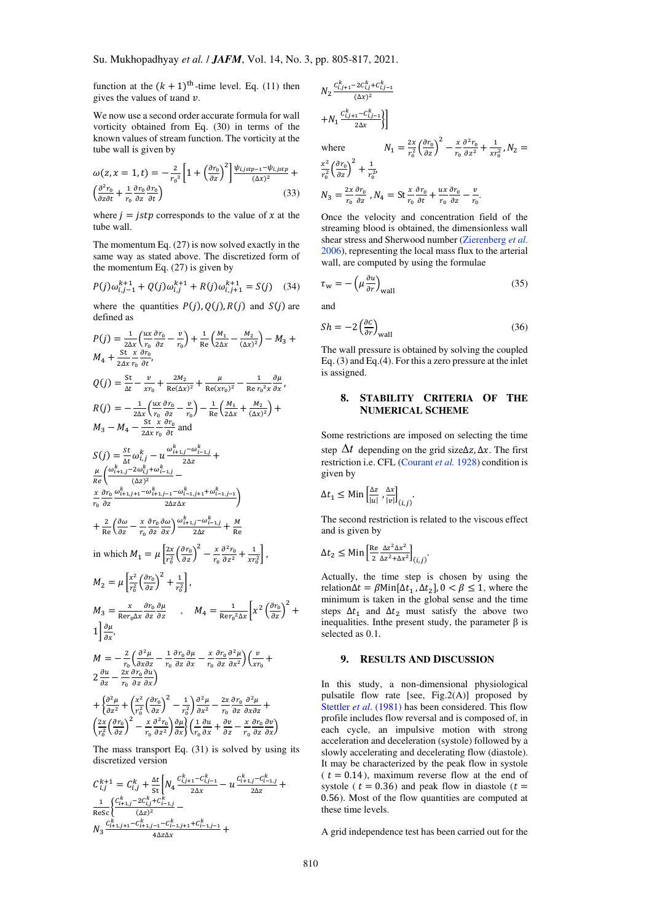function at the $(k+1)^{\text{th}}$-time level. Eq. (11) then gives the values of $u$ and $v$.

We now use a second order accurate formula for wall vorticity obtained from Eq. (30) in terms of the known values of stream function. The vorticity at the tube wall is given by

$$\omega(z, x=1, t) = -\frac{2}{r_0^3}\left[1+\left(\frac{\partial r_0}{\partial z}\right)^2\right]\frac{\psi_{i,jstp-1}-\psi_{i,jstp}}{(\Delta x)^2} + \left(\frac{\partial^2 r_0}{\partial z \partial t} + \frac{1}{r_0}\frac{\partial r_0}{\partial z}\frac{\partial r_0}{\partial t}\right) \tag{33}$$

where $j = jstp$ corresponds to the value of $x$ at the tube wall.

The momentum Eq. (27) is now solved exactly in the same way as stated above. The discretized form of the momentum Eq. (27) is given by

$$P(j)\omega_{i,j-1}^{k+1} + Q(j)\omega_{i,j}^{k+1} + R(j)\omega_{i,j+1}^{k+1} = S(j) \tag{34}$$

where the quantities $P(j), Q(j), R(j)$ and $S(j)$ are defined as

$$P(j) = \frac{1}{2\Delta x}\left(\frac{ux}{r_0}\frac{\partial r_0}{\partial z} - \frac{v}{r_0}\right) + \frac{1}{\text{Re}}\left(\frac{M_1}{2\Delta x} - \frac{M_2}{(\Delta x)^2}\right) - M_3 + M_4 + \frac{\text{St}}{2\Delta x}\frac{x}{r_0}\frac{\partial r_0}{\partial t},$$

$$Q(j) = \frac{\text{St}}{\Delta t} - \frac{v}{x r_0} + \frac{2M_2}{\text{Re}(\Delta x)^2} + \frac{\mu}{\text{Re}(x r_0)^2} - \frac{1}{\text{Re}\, r_0{}^2 x}\frac{\partial \mu}{\partial x},$$

$$R(j) = -\frac{1}{2\Delta x}\left(\frac{ux}{r_0}\frac{\partial r_0}{\partial z} - \frac{v}{r_0}\right) - \frac{1}{\text{Re}}\left(\frac{M_1}{2\Delta x} + \frac{M_2}{(\Delta x)^2}\right) + M_3 - M_4 - \frac{\text{St}}{2\Delta x}\frac{x}{r_0}\frac{\partial r_0}{\partial t} \text{ and}$$

$$S(j) = \frac{St}{\Delta t}\omega_{i,j}^k - u\frac{\omega_{i+1,j}^k - \omega_{i-1,j}^k}{2\Delta z} + \frac{\mu}{Re}\left(\frac{\omega_{i+1,j}^k - 2\omega_{i,j}^k + \omega_{i-1,j}^k}{(\Delta z)^2} - \frac{x}{r_0}\frac{\partial r_0}{\partial z}\frac{\omega_{i+1,j+1}^k - \omega_{i+1,j-1}^k - \omega_{i-1,j+1}^k + \omega_{i-1,j-1}^k}{2\Delta z \Delta x}\right)$$
$$+ \frac{2}{\text{Re}}\left(\frac{\partial \omega}{\partial z} - \frac{x}{r_0}\frac{\partial r_0}{\partial z}\frac{\partial \omega}{\partial x}\right)\frac{\omega_{i+1,j}^k - \omega_{i-1,j}^k}{2\Delta z} + \frac{M}{\text{Re}}$$

in which $M_1 = \mu\left[\frac{2x}{r_0^2}\left(\frac{\partial r_0}{\partial z}\right)^2 - \frac{x}{r_0}\frac{\partial^2 r_0}{\partial z^2} + \frac{1}{x r_0^2}\right]$,

$$M_2 = \mu\left[\frac{x^2}{r_0^2}\left(\frac{\partial r_0}{\partial z}\right)^2 + \frac{1}{r_0^2}\right],$$

$$M_3 = \frac{x}{\text{Re} r_0 \Delta x}\frac{\partial r_0}{\partial z}\frac{\partial \mu}{\partial z}, \quad M_4 = \frac{1}{\text{Re} r_0{}^2 \Delta x}\left[x^2\left(\frac{\partial r_0}{\partial z}\right)^2 + 1\right]\frac{\partial \mu}{\partial x},$$

$$M = -\frac{2}{r_0}\left(\frac{\partial^2 \mu}{\partial x \partial z} - \frac{1}{r_0}\frac{\partial r_0}{\partial z}\frac{\partial \mu}{\partial x} - \frac{x}{r_0}\frac{\partial r_0}{\partial z}\frac{\partial^2 \mu}{\partial x^2}\right)\left(\frac{v}{x r_0} + 2\frac{\partial u}{\partial z} - \frac{2x}{r_0}\frac{\partial r_0}{\partial z}\frac{\partial u}{\partial x}\right)$$
$$+ \left\{\frac{\partial^2 \mu}{\partial z^2} + \left(\frac{x^2}{r_0^2}\left(\frac{\partial r_0}{\partial z}\right)^2 - \frac{1}{r_0^2}\right)\frac{\partial^2 \mu}{\partial x^2} - \frac{2x}{r_0}\frac{\partial r_0}{\partial z}\frac{\partial^2 \mu}{\partial x \partial z} + \left(\frac{2x}{r_0^2}\left(\frac{\partial r_0}{\partial z}\right)^2 - \frac{x}{r_0}\frac{\partial^2 r_0}{\partial z^2}\right)\frac{\partial \mu}{\partial x}\right\}\left(\frac{1}{r_0}\frac{\partial u}{\partial x} + \frac{\partial v}{\partial z} - \frac{x}{r_0}\frac{\partial r_0}{\partial z}\frac{\partial v}{\partial x}\right)$$

The mass transport Eq. (31) is solved by using its discretized version

$$C_{i,j}^{k+1} = C_{i,j}^k + \frac{\Delta t}{\text{St}}\left[N_4\frac{C_{i,j+1}^k - C_{i,j-1}^k}{2\Delta x} - u\frac{C_{i+1,j}^k - C_{i-1,j}^k}{2\Delta z} + \frac{1}{\text{ReSc}}\left\{\frac{C_{i+1,j}^k - 2C_{i,j}^k + C_{i-1,j}^k}{(\Delta z)^2} - N_3\frac{C_{i+1,j+1}^k - C_{i+1,j-1}^k - C_{i-1,j+1}^k + C_{i-1,j-1}^k}{4\Delta z \Delta x} + N_2\frac{C_{i,j+1}^k - 2C_{i,j}^k + C_{i,j-1}^k}{(\Delta x)^2} + N_1\frac{C_{i,j+1}^k - C_{i,j-1}^k}{2\Delta x}\right\}\right]$$

where $N_1 = \frac{2x}{r_0^2}\left(\frac{\partial r_0}{\partial z}\right)^2 - \frac{x}{r_0}\frac{\partial^2 r_0}{\partial z^2} + \frac{1}{x r_0^2}$, $N_2 = \frac{x^2}{r_0^2}\left(\frac{\partial r_0}{\partial z}\right)^2 + \frac{1}{r_0^2}$,

$N_3 = \frac{2x}{r_0}\frac{\partial r_0}{\partial z}$, $N_4 = \text{St}\frac{x}{r_0}\frac{\partial r_0}{\partial t} + \frac{ux}{r_0}\frac{\partial r_0}{\partial z} - \frac{v}{r_0}$.

Once the velocity and concentration field of the streaming blood is obtained, the dimensionless wall shear stress and Sherwood number (Zierenberg *et al.* 2006), representing the local mass flux to the arterial wall, are computed by using the formulae

$$\tau_w = -\left(\mu\frac{\partial u}{\partial r}\right)_{\text{wall}} \tag{35}$$

and

$$Sh = -2\left(\frac{\partial c}{\partial r}\right)_{\text{wall}} \tag{36}$$

The wall pressure is obtained by solving the coupled Eq. (3) and Eq.(4). For this a zero pressure at the inlet is assigned.

## 8. STABILITY CRITERIA OF THE NUMERICAL SCHEME

Some restrictions are imposed on selecting the time step $\Delta t$ depending on the grid size$\Delta z, \Delta x$. The first restriction i.e. CFL (Courant *et al.* 1928) condition is given by

$$\Delta t_1 \leq \text{Min}\left[\frac{\Delta z}{|u|}, \frac{\Delta x}{|v|}\right]_{(i,j)}.$$

The second restriction is related to the viscous effect and is given by

$$\Delta t_2 \leq \text{Min}\left[\frac{\text{Re}}{2}\frac{\Delta z^2 \Delta x^2}{\Delta z^2 + \Delta x^2}\right]_{(i,j)}.$$

Actually, the time step is chosen by using the relation$\Delta t = \beta \text{Min}[\Delta t_1, \Delta t_2], 0 < \beta \leq 1$, where the minimum is taken in the global sense and the time steps $\Delta t_1$ and $\Delta t_2$ must satisfy the above two inequalities. Inthe present study, the parameter β is selected as 0.1.

## 9. RESULTS AND DISCUSSION

In this study, a non-dimensional physiological pulsatile flow rate [see, Fig.2(A)] proposed by Stettler *et al*. (1981) has been considered. This flow profile includes flow reversal and is composed of, in each cycle, an impulsive motion with strong acceleration and deceleration (systole) followed by a slowly accelerating and decelerating flow (diastole). It may be characterized by the peak flow in systole ($t = 0.14$), maximum reverse flow at the end of systole ($t = 0.36$) and peak flow in diastole ($t = 0.56$). Most of the flow quantities are computed at these time levels.

A grid independence test has been carried out for the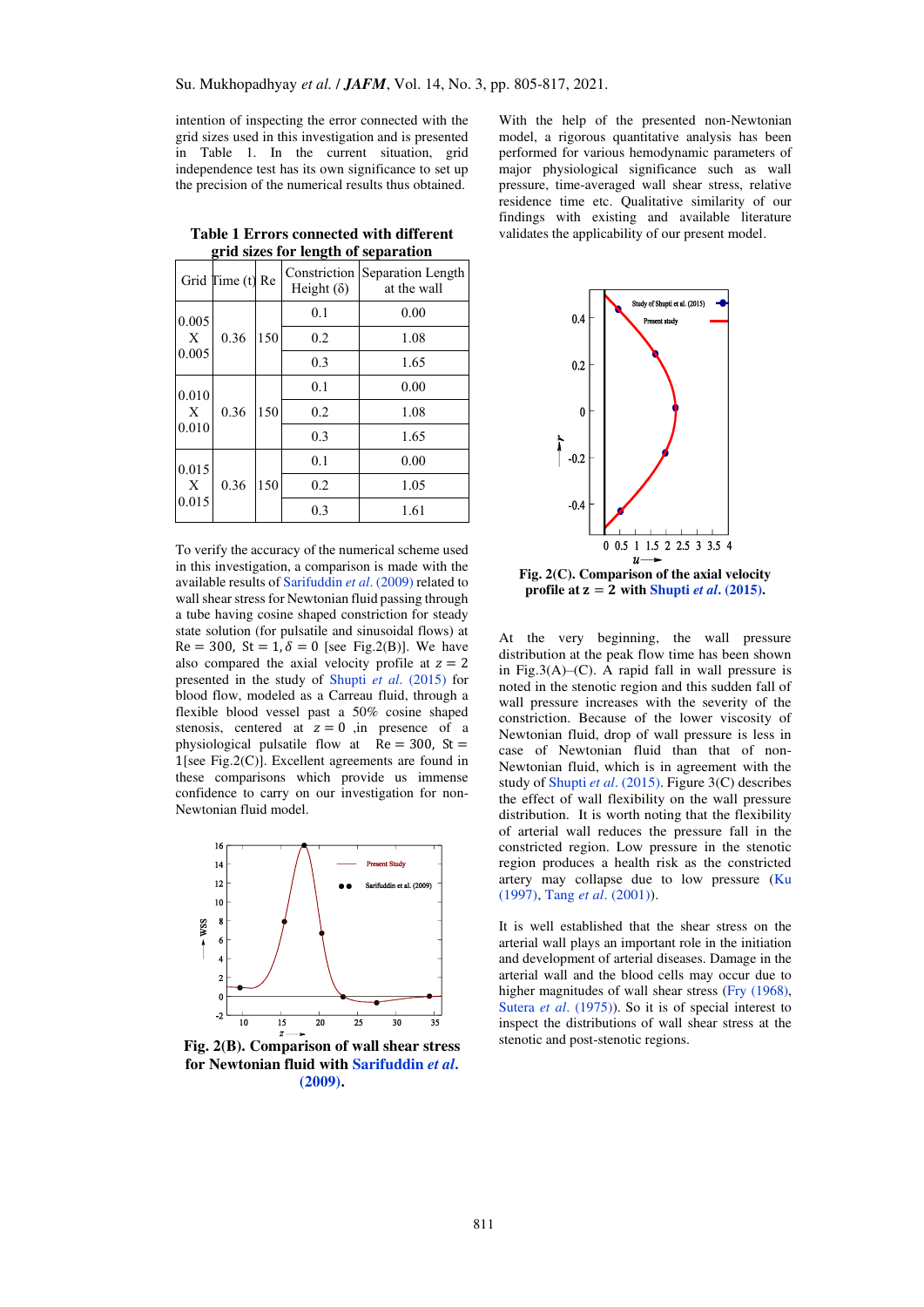intention of inspecting the error connected with the grid sizes used in this investigation and is presented in Table 1. In the current situation, grid independence test has its own significance to set up the precision of the numerical results thus obtained.

**Table 1 Errors connected with different grid sizes for length of separation**

| Grid | Time (t) | Re | Constriction Height (δ) | Separation Length at the wall |
|---|---|---|---|---|
| 0.005 X 0.005 | 0.36 | 150 | 0.1 | 0.00 |
| | | | 0.2 | 1.08 |
| | | | 0.3 | 1.65 |
| 0.010 X 0.010 | 0.36 | 150 | 0.1 | 0.00 |
| | | | 0.2 | 1.08 |
| | | | 0.3 | 1.65 |
| 0.015 X 0.015 | 0.36 | 150 | 0.1 | 0.00 |
| | | | 0.2 | 1.05 |
| | | | 0.3 | 1.61 |

To verify the accuracy of the numerical scheme used in this investigation, a comparison is made with the available results of Sarifuddin *et al.* (2009) related to wall shear stress for Newtonian fluid passing through a tube having cosine shaped constriction for steady state solution (for pulsatile and sinusoidal flows) at $\mathrm{Re} = 300$, $\mathrm{St} = 1, \delta = 0$ [see Fig.2(B)]. We have also compared the axial velocity profile at $z = 2$ presented in the study of Shupti *et al.* (2015) for blood flow, modeled as a Carreau fluid, through a flexible blood vessel past a 50% cosine shaped stenosis, centered at $z = 0$ ,in presence of a physiological pulsatile flow at $\mathrm{Re} = 300$, $\mathrm{St} = 1$[see Fig.2(C)]. Excellent agreements are found in these comparisons which provide us immense confidence to carry on our investigation for non-Newtonian fluid model.

**Fig. 2(B). Comparison of wall shear stress for Newtonian fluid with Sarifuddin *et al.* (2009).**

With the help of the presented non-Newtonian model, a rigorous quantitative analysis has been performed for various hemodynamic parameters of major physiological significance such as wall pressure, time-averaged wall shear stress, relative residence time etc. Qualitative similarity of our findings with existing and available literature validates the applicability of our present model.

**Fig. 2(C). Comparison of the axial velocity profile at $z = 2$ with Shupti *et al.* (2015).**

At the very beginning, the wall pressure distribution at the peak flow time has been shown in Fig.3(A)–(C). A rapid fall in wall pressure is noted in the stenotic region and this sudden fall of wall pressure increases with the severity of the constriction. Because of the lower viscosity of Newtonian fluid, drop of wall pressure is less in case of Newtonian fluid than that of non-Newtonian fluid, which is in agreement with the study of Shupti *et al.* (2015). Figure 3(C) describes the effect of wall flexibility on the wall pressure distribution. It is worth noting that the flexibility of arterial wall reduces the pressure fall in the constricted region. Low pressure in the stenotic region produces a health risk as the constricted artery may collapse due to low pressure (Ku (1997), Tang *et al.* (2001)).

It is well established that the shear stress on the arterial wall plays an important role in the initiation and development of arterial diseases. Damage in the arterial wall and the blood cells may occur due to higher magnitudes of wall shear stress (Fry (1968), Sutera *et al.* (1975)). So it is of special interest to inspect the distributions of wall shear stress at the stenotic and post-stenotic regions.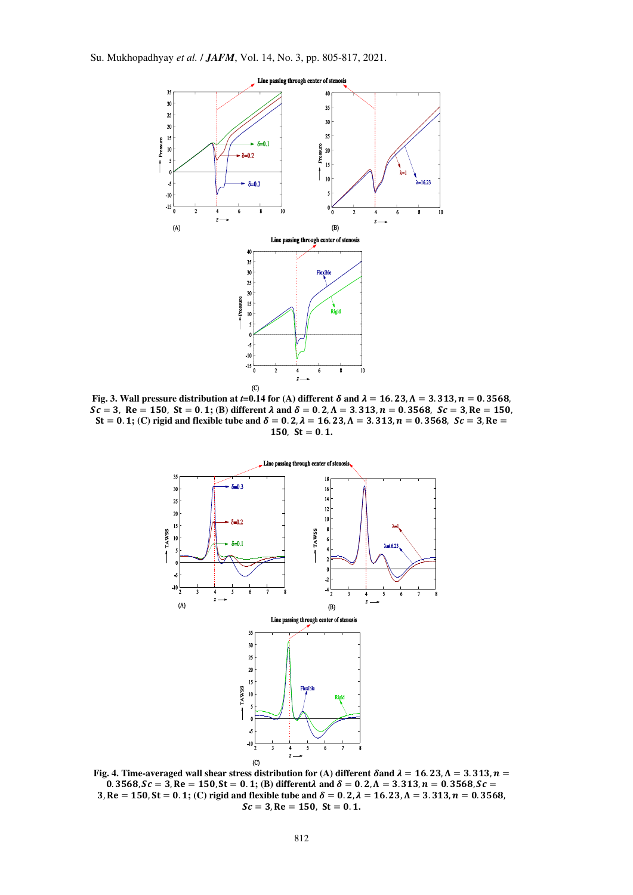**Fig. 3. Wall pressure distribution at $t$=0.14 for (A) different $\delta$ and $\lambda = 16.23, \Lambda = 3.313, n = 0.3568, Sc = 3,$ Re $= 150,$ St $= 0.1$; (B) different $\lambda$ and $\delta = 0.2, \Lambda = 3.313, n = 0.3568, Sc = 3,$ Re $= 150,$ St $= 0.1$; (C) rigid and flexible tube and $\delta = 0.2, \lambda = 16.23, \Lambda = 3.313, n = 0.3568, Sc = 3,$ Re $= 150,$ St $= 0.1$.**

**Fig. 4. Time-averaged wall shear stress distribution for (A) different $\delta$ and $\lambda = 16.23, \Lambda = 3.313, n = 0.3568, Sc = 3,$ Re $= 150,$ St $= 0.1$; (B) different $\lambda$ and $\delta = 0.2, \Lambda = 3.313, n = 0.3568, Sc = 3,$ Re $= 150,$ St $= 0.1$; (C) rigid and flexible tube and $\delta = 0.2, \lambda = 16.23, \Lambda = 3.313, n = 0.3568, Sc = 3,$ Re $= 150,$ St $= 0.1$.**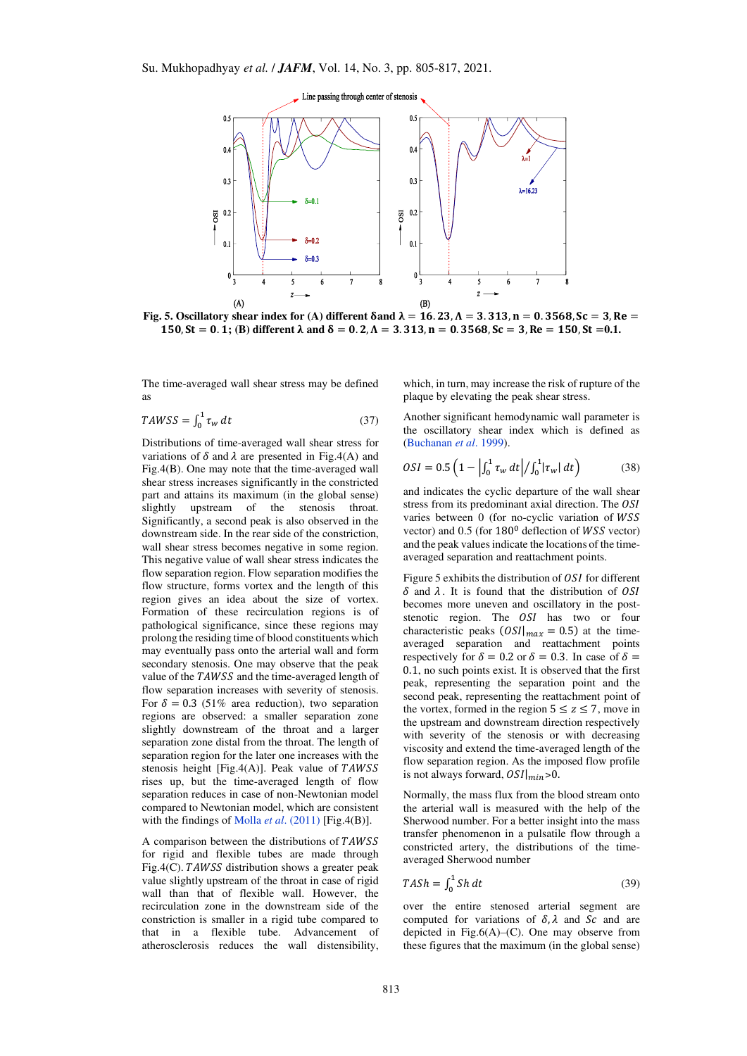**Fig. 5. Oscillatory shear index for (A) different $\delta$ and $\lambda = 16.23, \Lambda = 3.313, n = 0.3568, Sc = 3, Re = 150, St = 0.1$; (B) different $\lambda$ and $\delta = 0.2, \Lambda = 3.313, n = 0.3568, Sc = 3, Re = 150, St = 0.1$.**

The time-averaged wall shear stress may be defined as

$$TAWSS = \int_0^1 \tau_w \, dt \tag{37}$$

Distributions of time-averaged wall shear stress for variations of $\delta$ and $\lambda$ are presented in Fig.4(A) and Fig.4(B). One may note that the time-averaged wall shear stress increases significantly in the constricted part and attains its maximum (in the global sense) slightly upstream of the stenosis throat. Significantly, a second peak is also observed in the downstream side. In the rear side of the constriction, wall shear stress becomes negative in some region. This negative value of wall shear stress indicates the flow separation region. Flow separation modifies the flow structure, forms vortex and the length of this region gives an idea about the size of vortex. Formation of these recirculation regions is of pathological significance, since these regions may prolong the residing time of blood constituents which may eventually pass onto the arterial wall and form secondary stenosis. One may observe that the peak value of the $TAWSS$ and the time-averaged length of flow separation increases with severity of stenosis. For $\delta = 0.3$ (51% area reduction), two separation regions are observed: a smaller separation zone slightly downstream of the throat and a larger separation zone distal from the throat. The length of separation region for the later one increases with the stenosis height [Fig.4(A)]. Peak value of $TAWSS$ rises up, but the time-averaged length of flow separation reduces in case of non-Newtonian model compared to Newtonian model, which are consistent with the findings of Molla *et al.* (2011) [Fig.4(B)].

A comparison between the distributions of $TAWSS$ for rigid and flexible tubes are made through Fig.4(C). $TAWSS$ distribution shows a greater peak value slightly upstream of the throat in case of rigid wall than that of flexible wall. However, the recirculation zone in the downstream side of the constriction is smaller in a rigid tube compared to that in a flexible tube. Advancement of atherosclerosis reduces the wall distensibility, which, in turn, may increase the risk of rupture of the plaque by elevating the peak shear stress.

Another significant hemodynamic wall parameter is the oscillatory shear index which is defined as (Buchanan *et al.* 1999).

$$OSI = 0.5\left(1 - \left|\int_0^1 \tau_w \, dt\right| \Big/ \int_0^1 |\tau_w| \, dt\right) \tag{38}$$

and indicates the cyclic departure of the wall shear stress from its predominant axial direction. The $OSI$ varies between 0 (for no-cyclic variation of $WSS$ vector) and 0.5 (for $180^0$ deflection of $WSS$ vector) and the peak values indicate the locations of the time-averaged separation and reattachment points.

Figure 5 exhibits the distribution of $OSI$ for different $\delta$ and $\lambda$. It is found that the distribution of $OSI$ becomes more uneven and oscillatory in the post-stenotic region. The $OSI$ has two or four characteristic peaks ($OSI|_{max} = 0.5$) at the time-averaged separation and reattachment points respectively for $\delta = 0.2$ or $\delta = 0.3$. In case of $\delta = 0.1$, no such points exist. It is observed that the first peak, representing the separation point and the second peak, representing the reattachment point of the vortex, formed in the region $5 \le z \le 7$, move in the upstream and downstream direction respectively with severity of the stenosis or with decreasing viscosity and extend the time-averaged length of the flow separation region. As the imposed flow profile is not always forward, $OSI|_{min}$>0.

Normally, the mass flux from the blood stream onto the arterial wall is measured with the help of the Sherwood number. For a better insight into the mass transfer phenomenon in a pulsatile flow through a constricted artery, the distributions of the time-averaged Sherwood number

$$TASh = \int_0^1 Sh \, dt \tag{39}$$

over the entire stenosed arterial segment are computed for variations of $\delta, \lambda$ and $Sc$ and are depicted in Fig.6(A)–(C). One may observe from these figures that the maximum (in the global sense)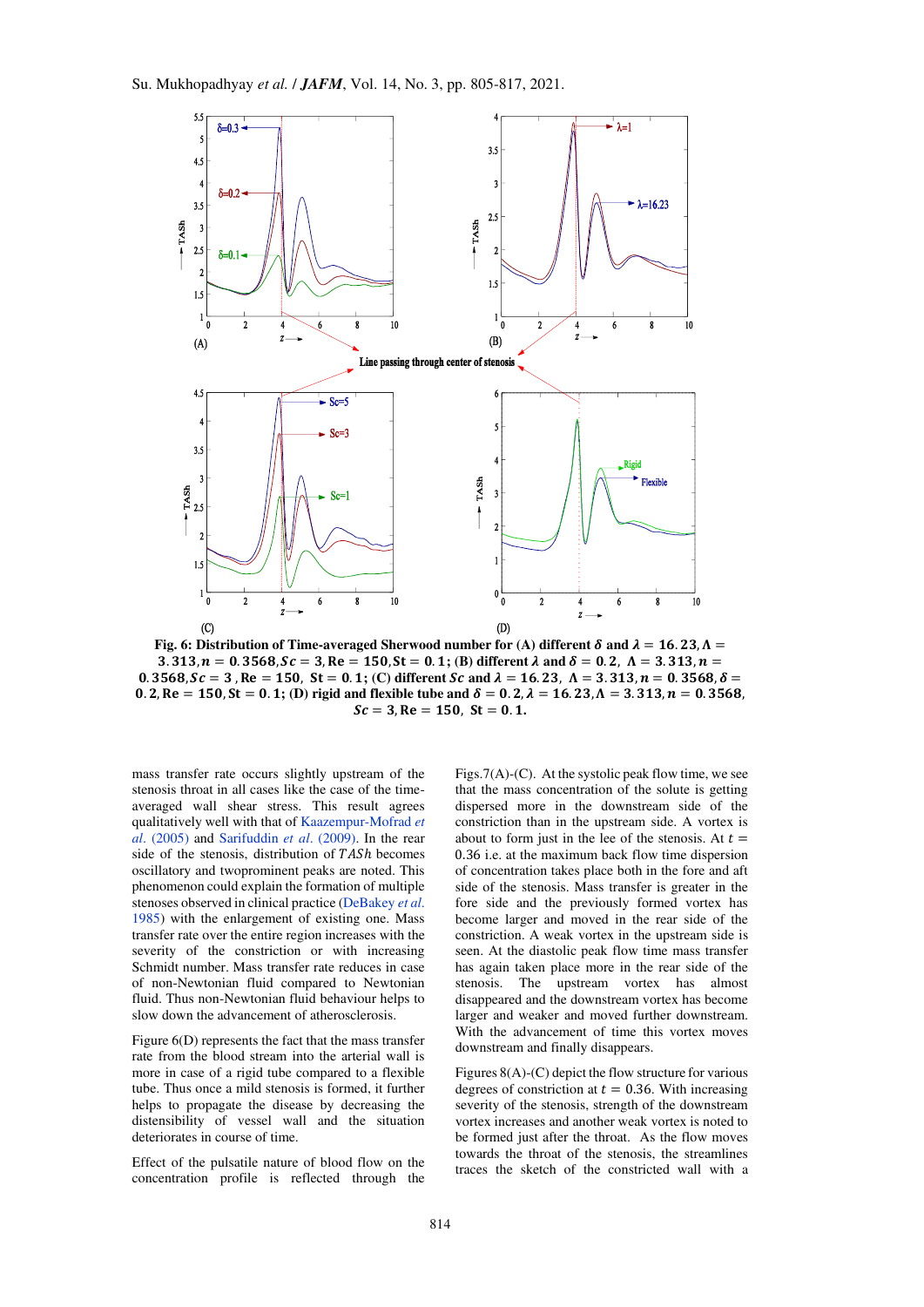Fig. 6: Distribution of Time-averaged Sherwood number for (A) different $\delta$ and $\lambda = 16.23, \Lambda = 3.313, n = 0.3568, Sc = 3$, Re = 150, St = 0.1; (B) different $\lambda$ and $\delta = 0.2$, $\Lambda = 3.313, n = 0.3568, Sc = 3$, Re = 150, St = 0.1; (C) different $Sc$ and $\lambda = 16.23$, $\Lambda = 3.313, n = 0.3568, \delta = 0.2$, Re = 150, St = 0.1; (D) rigid and flexible tube and $\delta = 0.2, \lambda = 16.23, \Lambda = 3.313, n = 0.3568$, $Sc = 3$, Re = 150, St = 0.1.

mass transfer rate occurs slightly upstream of the stenosis throat in all cases like the case of the time-averaged wall shear stress. This result agrees qualitatively well with that of Kaazempur-Mofrad *et al*. (2005) and Sarifuddin *et al*. (2009). In the rear side of the stenosis, distribution of $TASh$ becomes oscillatory and twoprominent peaks are noted. This phenomenon could explain the formation of multiple stenoses observed in clinical practice (DeBakey *et al.* 1985) with the enlargement of existing one. Mass transfer rate over the entire region increases with the severity of the constriction or with increasing Schmidt number. Mass transfer rate reduces in case of non-Newtonian fluid compared to Newtonian fluid. Thus non-Newtonian fluid behaviour helps to slow down the advancement of atherosclerosis.

Figure 6(D) represents the fact that the mass transfer rate from the blood stream into the arterial wall is more in case of a rigid tube compared to a flexible tube. Thus once a mild stenosis is formed, it further helps to propagate the disease by decreasing the distensibility of vessel wall and the situation deteriorates in course of time.

Effect of the pulsatile nature of blood flow on the concentration profile is reflected through the Figs.7(A)-(C). At the systolic peak flow time, we see that the mass concentration of the solute is getting dispersed more in the downstream side of the constriction than in the upstream side. A vortex is about to form just in the lee of the stenosis. At $t = 0.36$ i.e. at the maximum back flow time dispersion of concentration takes place both in the fore and aft side of the stenosis. Mass transfer is greater in the fore side and the previously formed vortex has become larger and moved in the rear side of the constriction. A weak vortex in the upstream side is seen. At the diastolic peak flow time mass transfer has again taken place more in the rear side of the stenosis. The upstream vortex has almost disappeared and the downstream vortex has become larger and weaker and moved further downstream. With the advancement of time this vortex moves downstream and finally disappears.

Figures 8(A)-(C) depict the flow structure for various degrees of constriction at $t = 0.36$. With increasing severity of the stenosis, strength of the downstream vortex increases and another weak vortex is noted to be formed just after the throat. As the flow moves towards the throat of the stenosis, the streamlines traces the sketch of the constricted wall with a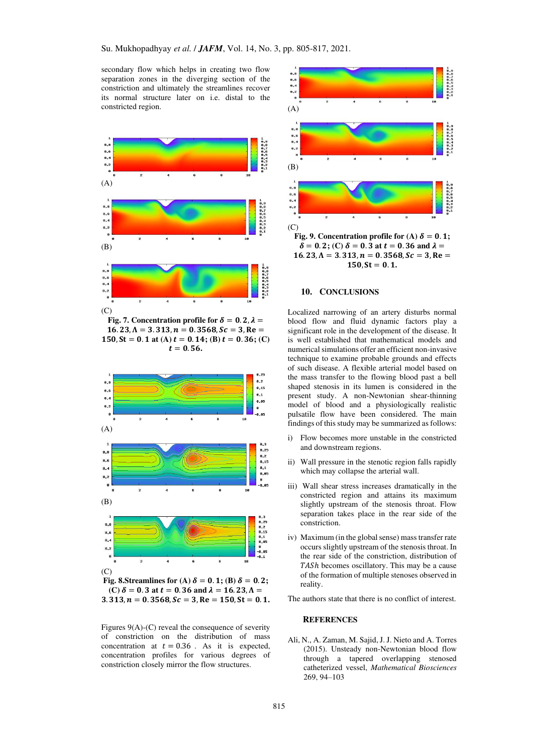secondary flow which helps in creating two flow separation zones in the diverging section of the constriction and ultimately the streamlines recover its normal structure later on i.e. distal to the constricted region.

(A)

(B)

(C)

**Fig. 7. Concentration profile for $\delta = 0.2, \lambda = 16.23, \Lambda = 3.313, n = 0.3568, Sc = 3, \mathrm{Re} = 150, \mathrm{St} = 0.1$ at (A) $t = 0.14$; (B) $t = 0.36$; (C) $t = 0.56$.**

(A)

(B)

(C)

**Fig. 8.Streamlines for (A) $\delta = 0.1$; (B) $\delta = 0.2$; (C) $\delta = 0.3$ at $t = 0.36$ and $\lambda = 16.23, \Lambda = 3.313, n = 0.3568, Sc = 3, \mathrm{Re} = 150, \mathrm{St} = 0.1$.**

Figures 9(A)-(C) reveal the consequence of severity of constriction on the distribution of mass concentration at $t = 0.36$ . As it is expected, concentration profiles for various degrees of constriction closely mirror the flow structures.

(A)

(B)

(C)

**Fig. 9. Concentration profile for (A) $\delta = 0.1$; $\delta = 0.2$; (C) $\delta = 0.3$ at $t = 0.36$ and $\lambda = 16.23, \Lambda = 3.313, n = 0.3568, Sc = 3, \mathrm{Re} = 150, \mathrm{St} = 0.1$.**

## 10. CONCLUSIONS

Localized narrowing of an artery disturbs normal blood flow and fluid dynamic factors play a significant role in the development of the disease. It is well established that mathematical models and numerical simulations offer an efficient non-invasive technique to examine probable grounds and effects of such disease. A flexible arterial model based on the mass transfer to the flowing blood past a bell shaped stenosis in its lumen is considered in the present study. A non-Newtonian shear-thinning model of blood and a physiologically realistic pulsatile flow have been considered. The main findings of this study may be summarized as follows:

i) Flow becomes more unstable in the constricted and downstream regions.

ii) Wall pressure in the stenotic region falls rapidly which may collapse the arterial wall.

iii) Wall shear stress increases dramatically in the constricted region and attains its maximum slightly upstream of the stenosis throat. Flow separation takes place in the rear side of the constriction.

iv) Maximum (in the global sense) mass transfer rate occurs slightly upstream of the stenosis throat. In the rear side of the constriction, distribution of *TASh* becomes oscillatory. This may be a cause of the formation of multiple stenoses observed in reality.

The authors state that there is no conflict of interest.

## REFERENCES

Ali, N., A. Zaman, M. Sajid, J. J. Nieto and A. Torres (2015). Unsteady non-Newtonian blood flow through a tapered overlapping stenosed catheterized vessel, *Mathematical Biosciences* 269, 94–103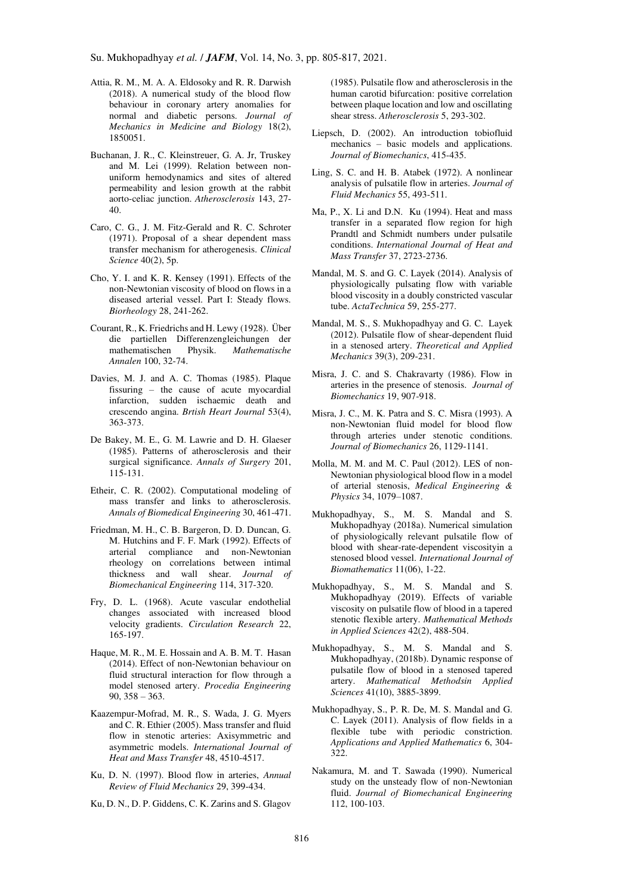Attia, R. M., M. A. A. Eldosoky and R. R. Darwish (2018). A numerical study of the blood flow behaviour in coronary artery anomalies for normal and diabetic persons. *Journal of Mechanics in Medicine and Biology* 18(2), 1850051.

Buchanan, J. R., C. Kleinstreuer, G. A. Jr, Truskey and M. Lei (1999). Relation between non-uniform hemodynamics and sites of altered permeability and lesion growth at the rabbit aorto-celiac junction. *Atherosclerosis* 143, 27-40.

Caro, C. G., J. M. Fitz-Gerald and R. C. Schroter (1971). Proposal of a shear dependent mass transfer mechanism for atherogenesis. *Clinical Science* 40(2), 5p.

Cho, Y. I. and K. R. Kensey (1991). Effects of the non-Newtonian viscosity of blood on flows in a diseased arterial vessel. Part I: Steady flows. *Biorheology* 28, 241-262.

Courant, R., K. Friedrichs and H. Lewy (1928). Über die partiellen Differenzengleichungen der mathematischen Physik. *Mathematische Annalen* 100, 32-74.

Davies, M. J. and A. C. Thomas (1985). Plaque fissuring – the cause of acute myocardial infarction, sudden ischaemic death and crescendo angina. *Brtish Heart Journal* 53(4), 363-373.

De Bakey, M. E., G. M. Lawrie and D. H. Glaeser (1985). Patterns of atherosclerosis and their surgical significance. *Annals of Surgery* 201, 115-131.

Etheir, C. R. (2002). Computational modeling of mass transfer and links to atherosclerosis. *Annals of Biomedical Engineering* 30, 461-471.

Friedman, M. H., C. B. Bargeron, D. D. Duncan, G. M. Hutchins and F. F. Mark (1992). Effects of arterial compliance and non-Newtonian rheology on correlations between intimal thickness and wall shear. *Journal of Biomechanical Engineering* 114, 317-320.

Fry, D. L. (1968). Acute vascular endothelial changes associated with increased blood velocity gradients. *Circulation Research* 22, 165-197.

Haque, M. R., M. E. Hossain and A. B. M. T. Hasan (2014). Effect of non-Newtonian behaviour on fluid structural interaction for flow through a model stenosed artery. *Procedia Engineering* 90, 358 – 363.

Kaazempur-Mofrad, M. R., S. Wada, J. G. Myers and C. R. Ethier (2005). Mass transfer and fluid flow in stenotic arteries: Axisymmetric and asymmetric models. *International Journal of Heat and Mass Transfer* 48, 4510-4517.

Ku, D. N. (1997). Blood flow in arteries, *Annual Review of Fluid Mechanics* 29, 399-434.

Ku, D. N., D. P. Giddens, C. K. Zarins and S. Glagov (1985). Pulsatile flow and atherosclerosis in the human carotid bifurcation: positive correlation between plaque location and low and oscillating shear stress. *Atherosclerosis* 5, 293-302.

Liepsch, D. (2002). An introduction tobiofluid mechanics – basic models and applications. *Journal of Biomechanics*, 415-435.

Ling, S. C. and H. B. Atabek (1972). A nonlinear analysis of pulsatile flow in arteries. *Journal of Fluid Mechanics* 55, 493-511.

Ma, P., X. Li and D.N. Ku (1994). Heat and mass transfer in a separated flow region for high Prandtl and Schmidt numbers under pulsatile conditions. *International Journal of Heat and Mass Transfer* 37, 2723-2736.

Mandal, M. S. and G. C. Layek (2014). Analysis of physiologically pulsating flow with variable blood viscosity in a doubly constricted vascular tube. *ActaTechnica* 59, 255-277.

Mandal, M. S., S. Mukhopadhyay and G. C. Layek (2012). Pulsatile flow of shear-dependent fluid in a stenosed artery. *Theoretical and Applied Mechanics* 39(3), 209-231.

Misra, J. C. and S. Chakravarty (1986). Flow in arteries in the presence of stenosis. *Journal of Biomechanics* 19, 907-918.

Misra, J. C., M. K. Patra and S. C. Misra (1993). A non-Newtonian fluid model for blood flow through arteries under stenotic conditions. *Journal of Biomechanics* 26, 1129-1141.

Molla, M. M. and M. C. Paul (2012). LES of non-Newtonian physiological blood flow in a model of arterial stenosis, *Medical Engineering & Physics* 34, 1079–1087.

Mukhopadhyay, S., M. S. Mandal and S. Mukhopadhyay (2018a). Numerical simulation of physiologically relevant pulsatile flow of blood with shear-rate-dependent viscosityin a stenosed blood vessel. *International Journal of Biomathematics* 11(06), 1-22.

Mukhopadhyay, S., M. S. Mandal and S. Mukhopadhyay (2019). Effects of variable viscosity on pulsatile flow of blood in a tapered stenotic flexible artery. *Mathematical Methods in Applied Sciences* 42(2), 488-504.

Mukhopadhyay, S., M. S. Mandal and S. Mukhopadhyay, (2018b). Dynamic response of pulsatile flow of blood in a stenosed tapered artery. *Mathematical Methodsin Applied Sciences* 41(10), 3885-3899.

Mukhopadhyay, S., P. R. De, M. S. Mandal and G. C. Layek (2011). Analysis of flow fields in a flexible tube with periodic constriction. *Applications and Applied Mathematics* 6, 304-322.

Nakamura, M. and T. Sawada (1990). Numerical study on the unsteady flow of non-Newtonian fluid. *Journal of Biomechanical Engineering* 112, 100-103.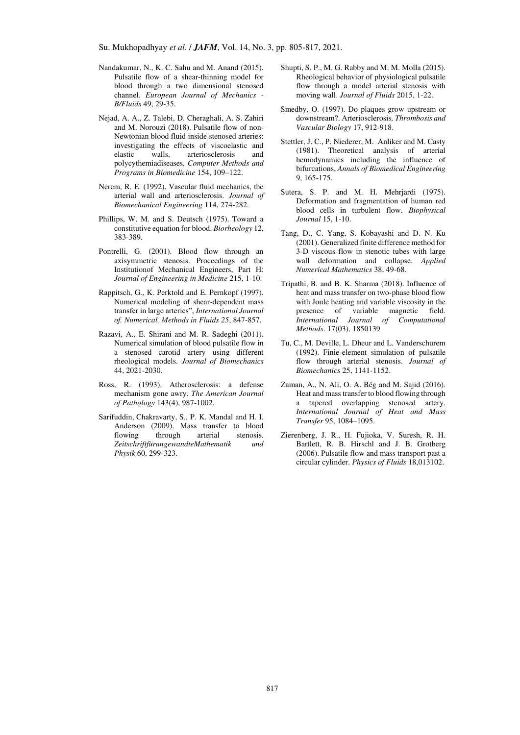Nandakumar, N., K. C. Sahu and M. Anand (2015). Pulsatile flow of a shear-thinning model for blood through a two dimensional stenosed channel. *European Journal of Mechanics - B/Fluids* 49, 29-35.

Nejad, A. A., Z. Talebi, D. Cheraghali, A. S. Zahiri and M. Norouzi (2018). Pulsatile flow of non-Newtonian blood fluid inside stenosed arteries: investigating the effects of viscoelastic and elastic walls, arteriosclerosis and polycythemiadiseases, *Computer Methods and Programs in Biomedicine* 154, 109–122.

Nerem, R. E. (1992). Vascular fluid mechanics, the arterial wall and arteriosclerosis. *Journal of Biomechanical Engineering* 114, 274-282.

Phillips, W. M. and S. Deutsch (1975). Toward a constitutive equation for blood. *Biorheology* 12, 383-389.

Pontrelli, G. (2001). Blood flow through an axisymmetric stenosis. Proceedings of the Institutionof Mechanical Engineers, Part H: *Journal of Engineering in Medicine* 215, 1-10.

Rappitsch, G., K. Perktold and E. Pernkopf (1997). Numerical modeling of shear-dependent mass transfer in large arteries", *International Journal of. Numerical. Methods in Fluids 25*, 847-857.

Razavi, A., E. Shirani and M. R. Sadeghi (2011). Numerical simulation of blood pulsatile flow in a stenosed carotid artery using different rheological models. *Journal of Biomechanics* 44, 2021-2030.

Ross, R. (1993). Atherosclerosis: a defense mechanism gone awry. *The American Journal of Pathology* 143(4), 987-1002.

Sarifuddin, Chakravarty, S., P. K. Mandal and H. I. Anderson (2009). Mass transfer to blood flowing through arterial stenosis. *ZeitschriftfürangewandteMathematik und Physik* 60, 299-323.

Shupti, S. P., M. G. Rabby and M. M. Molla (2015). Rheological behavior of physiological pulsatile flow through a model arterial stenosis with moving wall. *Journal of Fluids* 2015, 1-22.

Smedby, O. (1997). Do plaques grow upstream or downstream?. Arteriosclerosis*, Thrombosis and Vascular Biology* 17, 912-918.

Stettler, J. C., P. Niederer, M. Anliker and M. Casty (1981). Theoretical analysis of arterial hemodynamics including the influence of bifurcations, *Annals of Biomedical Engineering* 9, 165-175.

Sutera, S. P. and M. H. Mehrjardi (1975). Deformation and fragmentation of human red blood cells in turbulent flow. *Biophysical Journal* 15, 1-10.

Tang, D., C. Yang, S. Kobayashi and D. N. Ku (2001). Generalized finite difference method for 3-D viscous flow in stenotic tubes with large wall deformation and collapse. *Applied Numerical Mathematics* 38, 49-68.

Tripathi, B. and B. K. Sharma (2018). Influence of heat and mass transfer on two-phase blood flow with Joule heating and variable viscosity in the presence of variable magnetic field. *International Journal of Computational Methods*. 17(03), 1850139

Tu, C., M. Deville, L. Dheur and L. Vanderschurem (1992). Finie-element simulation of pulsatile flow through arterial stenosis. *Journal of Biomechanics* 25, 1141-1152.

Zaman, A., N. Ali, O. A. Bég and M. Sajid (2016). Heat and mass transfer to blood flowing through a tapered overlapping stenosed artery. *International Journal of Heat and Mass Transfer* 95, 1084–1095.

Zierenberg, J. R., H. Fujioka, V. Suresh, R. H. Bartlett, R. B. Hirschl and J. B. Grotberg (2006). Pulsatile flow and mass transport past a circular cylinder. *Physics of Fluids* 18,013102.